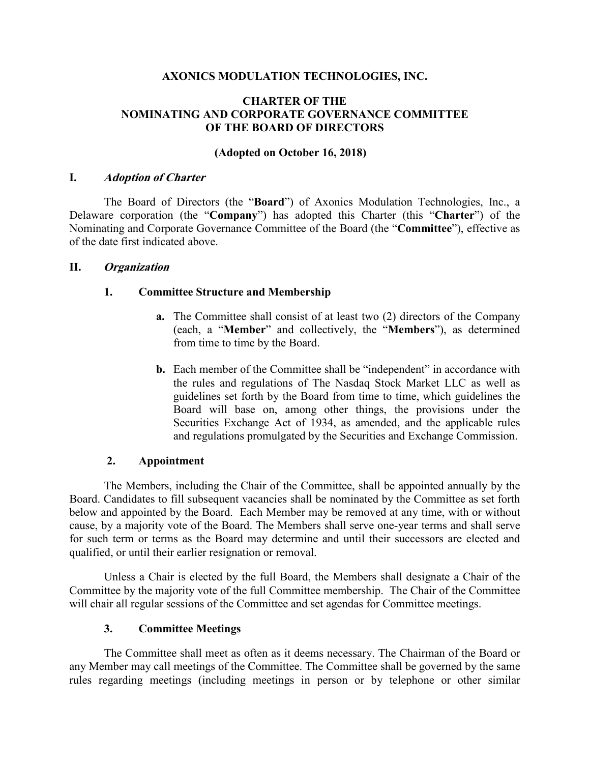# AXONICS MODULATION TECHNOLOGIES, INC.

## CHARTER OF THE NOMINATING AND CORPORATE GOVERNANCE COMMITTEE OF THE BOARD OF DIRECTORS

**(Adopted on October 16, 2018)**

## I. *Adoption of Charter*

The Board of Directors (the "**Board**") of Axonics Modulation Technologies, Inc., a Delaware corporation (the "**Company**") has adopted this Charter (this "**Charter**") of the Nominating and Corporate Governance Committee of the Board (the "**Committee**"), effective as of the date first indicated above.

## II. *Organization*

### 1. Committee Structure and Membership

- **a.** The Committee shall consist of at least two (2) directors of the Company (each, a "**Member**" and collectively, the "**Members**"), as determined from time to time by the Board.
- **b.** Each member of the Committee shall be "independent" in accordance with the rules and regulations of The Nasdaq Stock Market LLC as well as guidelines set forth by the Board from time to time, which guidelines the Board will base on, among other things, the provisions under the Securities Exchange Act of 1934, as amended, and the applicable rules and regulations promulgated by the Securities and Exchange Commission.

### 2. Appointment

The Members, including the Chair of the Committee, shall be appointed annually by the Board. Candidates to fill subsequent vacancies shall be nominated by the Committee as set forth below and appointed by the Board. Each Member may be removed at any time, with or without cause, by a majority vote of the Board. The Members shall serve one-year terms and shall serve for such term or terms as the Board may determine and until their successors are elected and qualified, or until their earlier resignation or removal.

Unless a Chair is elected by the full Board, the Members shall designate a Chair of the Committee by the majority vote of the full Committee membership. The Chair of the Committee will chair all regular sessions of the Committee and set agendas for Committee meetings.

### 3. Committee Meetings

The Committee shall meet as often as it deems necessary. The Chairman of the Board or any Member may call meetings of the Committee. The Committee shall be governed by the same rules regarding meetings (including meetings in person or by telephone or other similar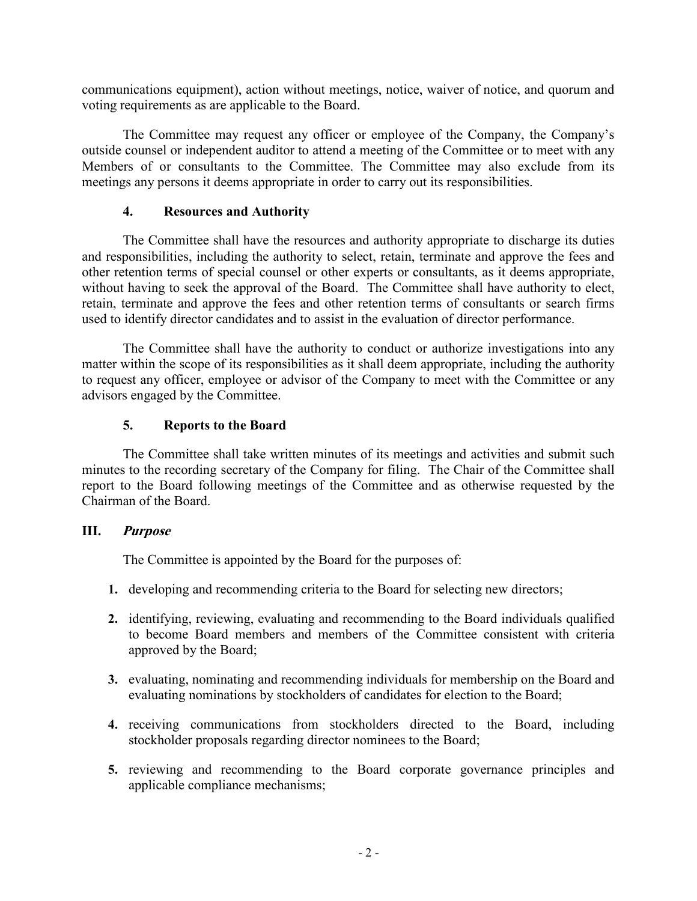communications equipment), action without meetings, notice, waiver of notice, and quorum and voting requirements as are applicable to the Board.

The Committee may request any officer or employee of the Company, the Company's outside counsel or independent auditor to attend a meeting of the Committee or to meet with any Members of or consultants to the Committee. The Committee may also exclude from its meetings any persons it deems appropriate in order to carry out its responsibilities.

### 4. Resources and Authority

The Committee shall have the resources and authority appropriate to discharge its duties and responsibilities, including the authority to select, retain, terminate and approve the fees and other retention terms of special counsel or other experts or consultants, as it deems appropriate, without having to seek the approval of the Board. The Committee shall have authority to elect, retain, terminate and approve the fees and other retention terms of consultants or search firms used to identify director candidates and to assist in the evaluation of director performance.

The Committee shall have the authority to conduct or authorize investigations into any matter within the scope of its responsibilities as it shall deem appropriate, including the authority to request any officer, employee or advisor of the Company to meet with the Committee or any advisors engaged by the Committee.

### 5. Reports to the Board

The Committee shall take written minutes of its meetings and activities and submit such minutes to the recording secretary of the Company for filing. The Chair of the Committee shall report to the Board following meetings of the Committee and as otherwise requested by the Chairman of the Board.

## III. *Purpose*

The Committee is appointed by the Board for the purposes of:

1. developing and recommending criteria to the Board for selecting new directors;
2. identifying, reviewing, evaluating and recommending to the Board individuals qualified to become Board members and members of the Committee consistent with criteria approved by the Board;
3. evaluating, nominating and recommending individuals for membership on the Board and evaluating nominations by stockholders of candidates for election to the Board;
4. receiving communications from stockholders directed to the Board, including stockholder proposals regarding director nominees to the Board;
5. reviewing and recommending to the Board corporate governance principles and applicable compliance mechanisms;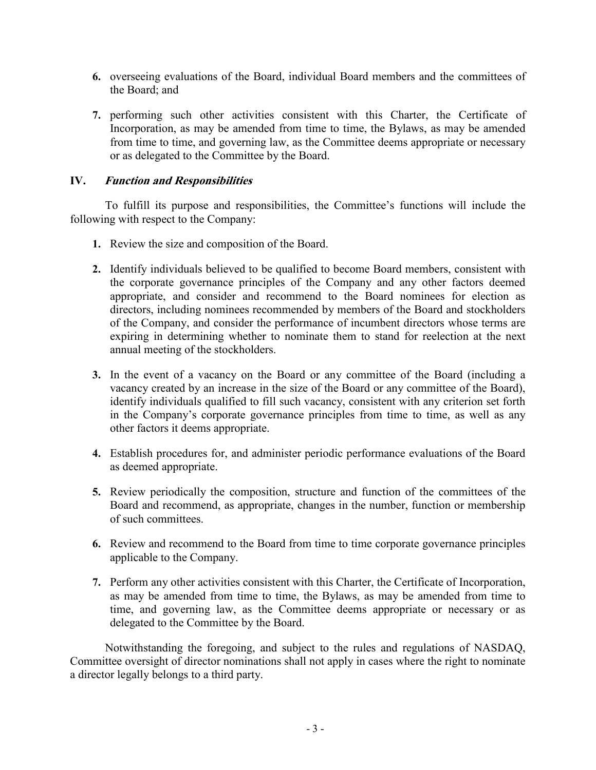6. overseeing evaluations of the Board, individual Board members and the committees of the Board; and

7. performing such other activities consistent with this Charter, the Certificate of Incorporation, as may be amended from time to time, the Bylaws, as may be amended from time to time, and governing law, as the Committee deems appropriate or necessary or as delegated to the Committee by the Board.

## IV. *Function and Responsibilities*

To fulfill its purpose and responsibilities, the Committee's functions will include the following with respect to the Company:

1. Review the size and composition of the Board.

2. Identify individuals believed to be qualified to become Board members, consistent with the corporate governance principles of the Company and any other factors deemed appropriate, and consider and recommend to the Board nominees for election as directors, including nominees recommended by members of the Board and stockholders of the Company, and consider the performance of incumbent directors whose terms are expiring in determining whether to nominate them to stand for reelection at the next annual meeting of the stockholders.

3. In the event of a vacancy on the Board or any committee of the Board (including a vacancy created by an increase in the size of the Board or any committee of the Board), identify individuals qualified to fill such vacancy, consistent with any criterion set forth in the Company's corporate governance principles from time to time, as well as any other factors it deems appropriate.

4. Establish procedures for, and administer periodic performance evaluations of the Board as deemed appropriate.

5. Review periodically the composition, structure and function of the committees of the Board and recommend, as appropriate, changes in the number, function or membership of such committees.

6. Review and recommend to the Board from time to time corporate governance principles applicable to the Company.

7. Perform any other activities consistent with this Charter, the Certificate of Incorporation, as may be amended from time to time, the Bylaws, as may be amended from time to time, and governing law, as the Committee deems appropriate or necessary or as delegated to the Committee by the Board.

Notwithstanding the foregoing, and subject to the rules and regulations of NASDAQ, Committee oversight of director nominations shall not apply in cases where the right to nominate a director legally belongs to a third party.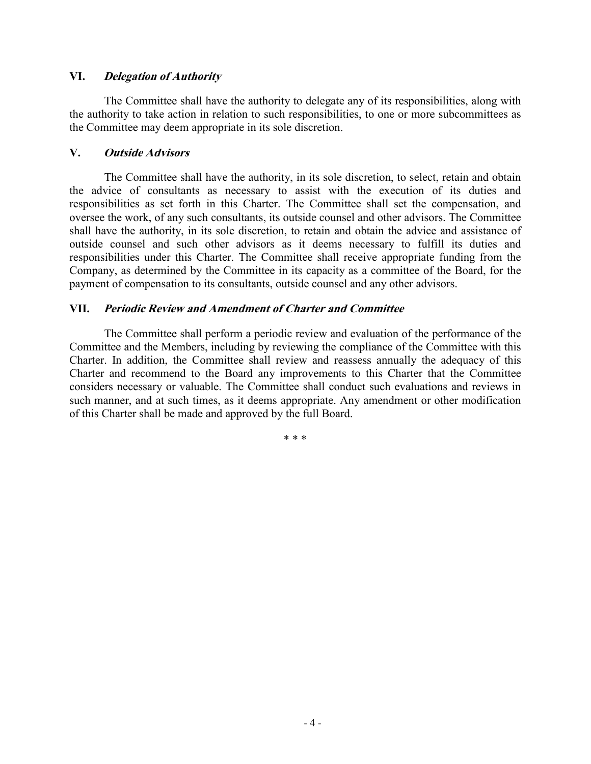## VI. *Delegation of Authority*

The Committee shall have the authority to delegate any of its responsibilities, along with the authority to take action in relation to such responsibilities, to one or more subcommittees as the Committee may deem appropriate in its sole discretion.

## V. *Outside Advisors*

The Committee shall have the authority, in its sole discretion, to select, retain and obtain the advice of consultants as necessary to assist with the execution of its duties and responsibilities as set forth in this Charter. The Committee shall set the compensation, and oversee the work, of any such consultants, its outside counsel and other advisors. The Committee shall have the authority, in its sole discretion, to retain and obtain the advice and assistance of outside counsel and such other advisors as it deems necessary to fulfill its duties and responsibilities under this Charter. The Committee shall receive appropriate funding from the Company, as determined by the Committee in its capacity as a committee of the Board, for the payment of compensation to its consultants, outside counsel and any other advisors.

## VII. *Periodic Review and Amendment of Charter and Committee*

The Committee shall perform a periodic review and evaluation of the performance of the Committee and the Members, including by reviewing the compliance of the Committee with this Charter. In addition, the Committee shall review and reassess annually the adequacy of this Charter and recommend to the Board any improvements to this Charter that the Committee considers necessary or valuable. The Committee shall conduct such evaluations and reviews in such manner, and at such times, as it deems appropriate. Any amendment or other modification of this Charter shall be made and approved by the full Board.

\* \* \*